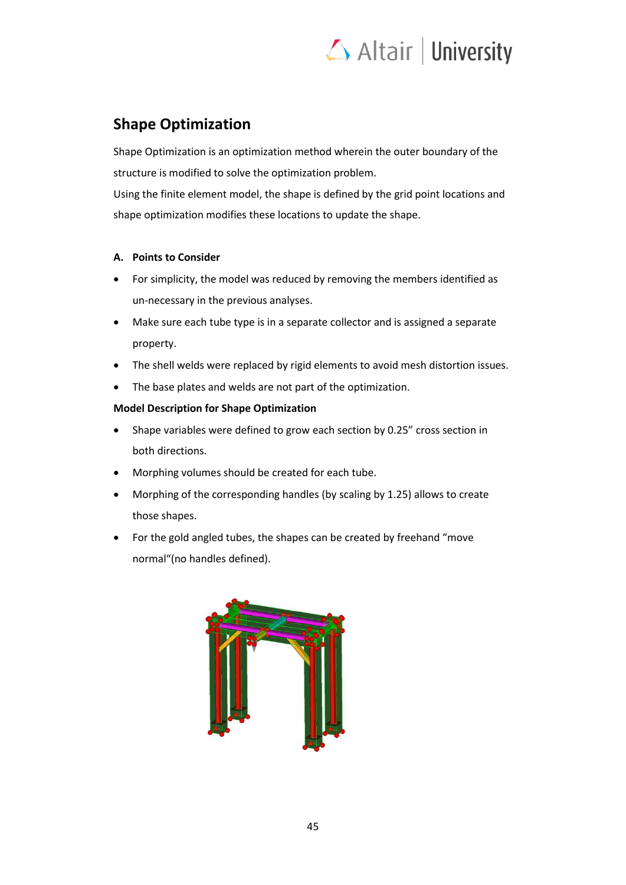## Shape Optimization

Shape Optimization is an optimization method wherein the outer boundary of the structure is modified to solve the optimization problem.
Using the finite element model, the shape is defined by the grid point locations and shape optimization modifies these locations to update the shape.

### A. Points to Consider

- For simplicity, the model was reduced by removing the members identified as un-necessary in the previous analyses.
- Make sure each tube type is in a separate collector and is assigned a separate property.
- The shell welds were replaced by rigid elements to avoid mesh distortion issues.
- The base plates and welds are not part of the optimization.

**Model Description for Shape Optimization**

- Shape variables were defined to grow each section by 0.25" cross section in both directions.
- Morphing volumes should be created for each tube.
- Morphing of the corresponding handles (by scaling by 1.25) allows to create those shapes.
- For the gold angled tubes, the shapes can be created by freehand "move normal"(no handles defined).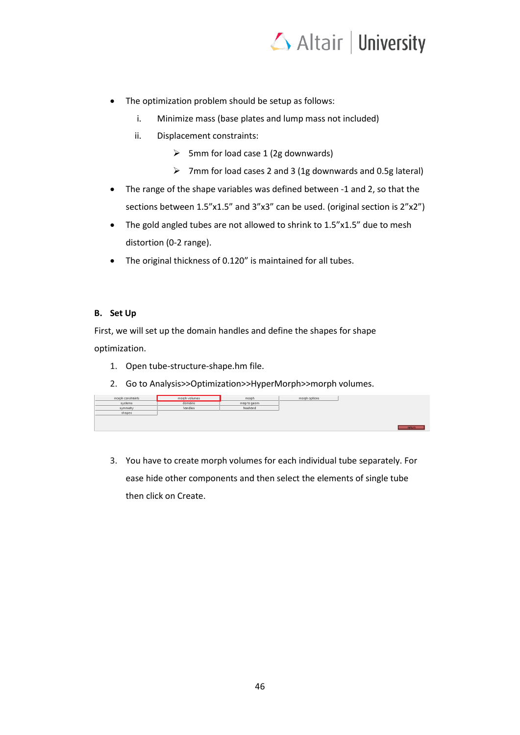- The optimization problem should be setup as follows:
  i. Minimize mass (base plates and lump mass not included)
  ii. Displacement constraints:
     - 5mm for load case 1 (2g downwards)
     - 7mm for load cases 2 and 3 (1g downwards and 0.5g lateral)
- The range of the shape variables was defined between -1 and 2, so that the sections between 1.5”x1.5” and 3”x3” can be used. (original section is 2”x2”)
- The gold angled tubes are not allowed to shrink to 1.5”x1.5” due to mesh distortion (0-2 range).
- The original thickness of 0.120” is maintained for all tubes.

## B. Set Up

First, we will set up the domain handles and define the shapes for shape optimization.

1. Open tube-structure-shape.hm file.
2. Go to Analysis>>Optimization>>HyperMorph>>morph volumes.

| morph constraints | morph volumes | morph | morph options |
|---|---|---|---|
| systems | domains | map to geom | |
| symmetry | handles | freehand | |
| shapes | | | |

3. You have to create morph volumes for each individual tube separately. For ease hide other components and then select the elements of single tube then click on Create.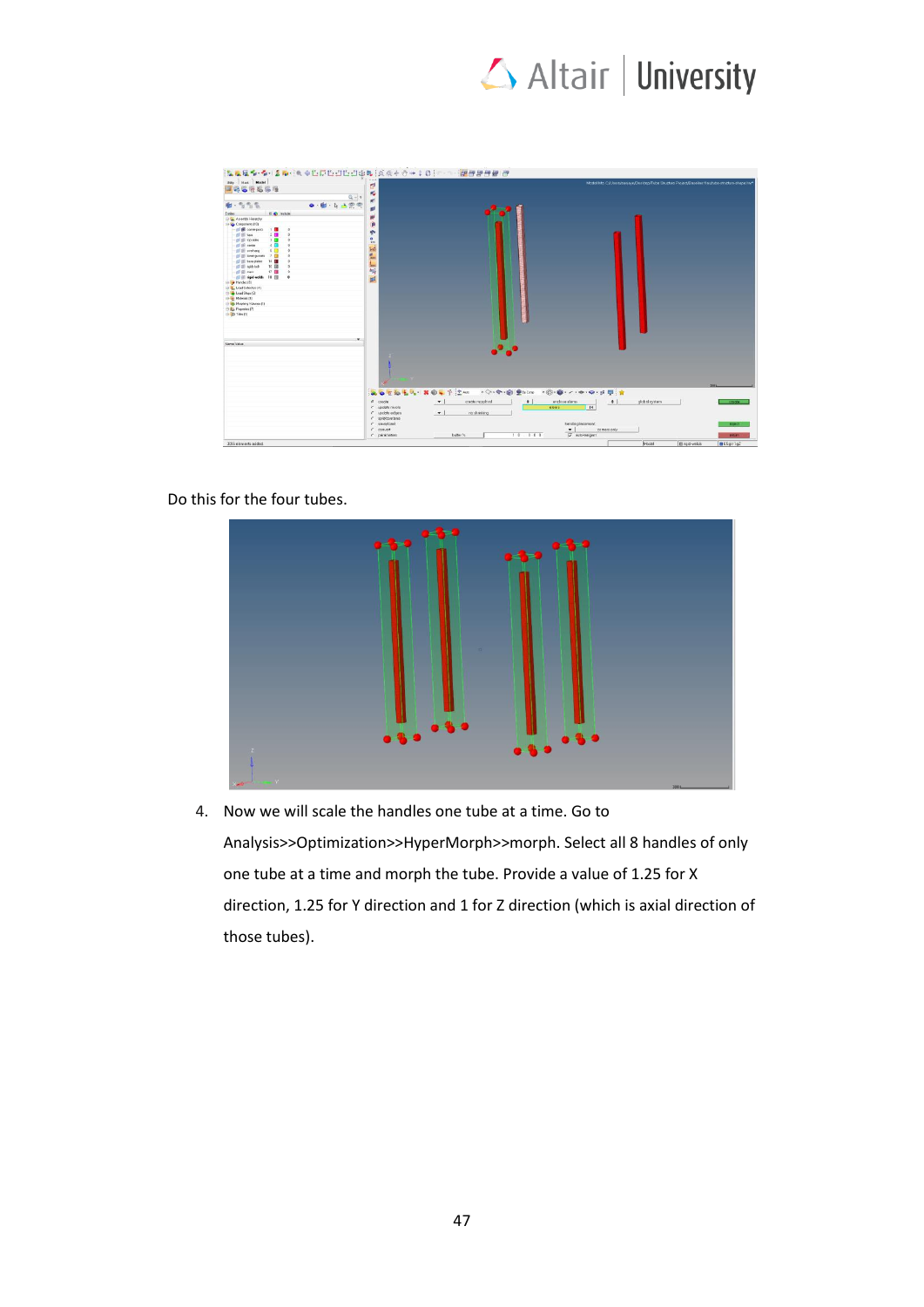Do this for the four tubes.

4. Now we will scale the handles one tube at a time. Go to Analysis>>Optimization>>HyperMorph>>morph. Select all 8 handles of only one tube at a time and morph the tube. Provide a value of 1.25 for X direction, 1.25 for Y direction and 1 for Z direction (which is axial direction of those tubes).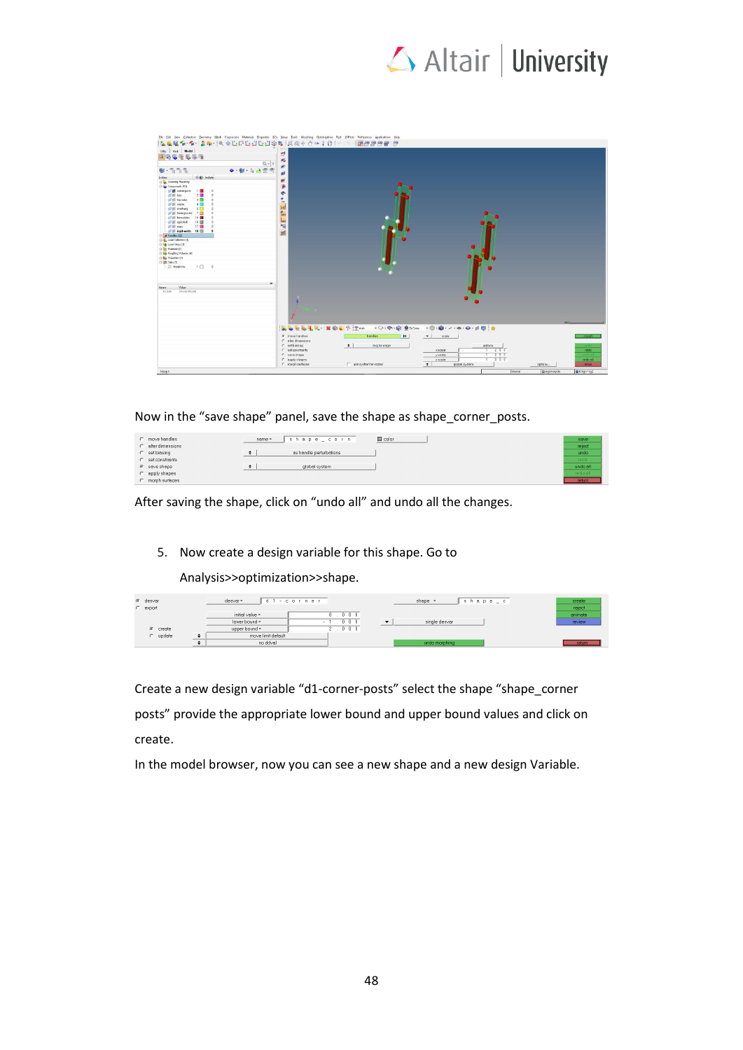Now in the “save shape” panel, save the shape as shape_corner_posts.

After saving the shape, click on “undo all” and undo all the changes.

5. Now create a design variable for this shape. Go to Analysis>>optimization>>shape.

Create a new design variable “d1-corner-posts” select the shape “shape_corner posts” provide the appropriate lower bound and upper bound values and click on create.

In the model browser, now you can see a new shape and a new design Variable.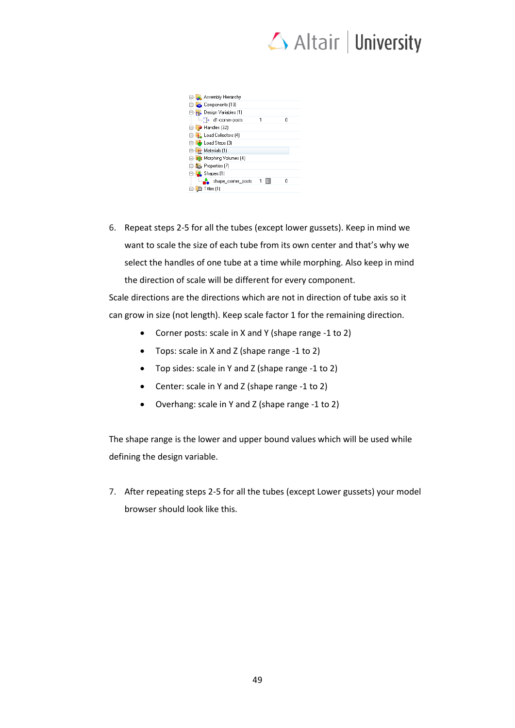6. Repeat steps 2-5 for all the tubes (except lower gussets). Keep in mind we want to scale the size of each tube from its own center and that's why we select the handles of one tube at a time while morphing. Also keep in mind the direction of scale will be different for every component.

Scale directions are the directions which are not in direction of tube axis so it can grow in size (not length). Keep scale factor 1 for the remaining direction.

- Corner posts: scale in X and Y (shape range -1 to 2)
- Tops: scale in X and Z (shape range -1 to 2)
- Top sides: scale in Y and Z (shape range -1 to 2)
- Center: scale in Y and Z (shape range -1 to 2)
- Overhang: scale in Y and Z (shape range -1 to 2)

The shape range is the lower and upper bound values which will be used while defining the design variable.

7. After repeating steps 2-5 for all the tubes (except Lower gussets) your model browser should look like this.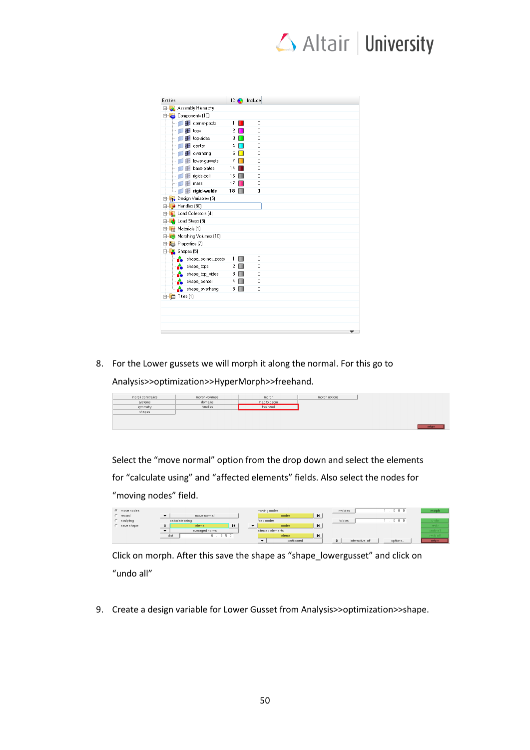8. For the Lower gussets we will morph it along the normal. For this go to Analysis>>optimization>>HyperMorph>>freehand.

   Select the "move normal" option from the drop down and select the elements for "calculate using" and "affected elements" fields. Also select the nodes for "moving nodes" field.

   Click on morph. After this save the shape as "shape_lowergusset" and click on "undo all"

9. Create a design variable for Lower Gusset from Analysis>>optimization>>shape.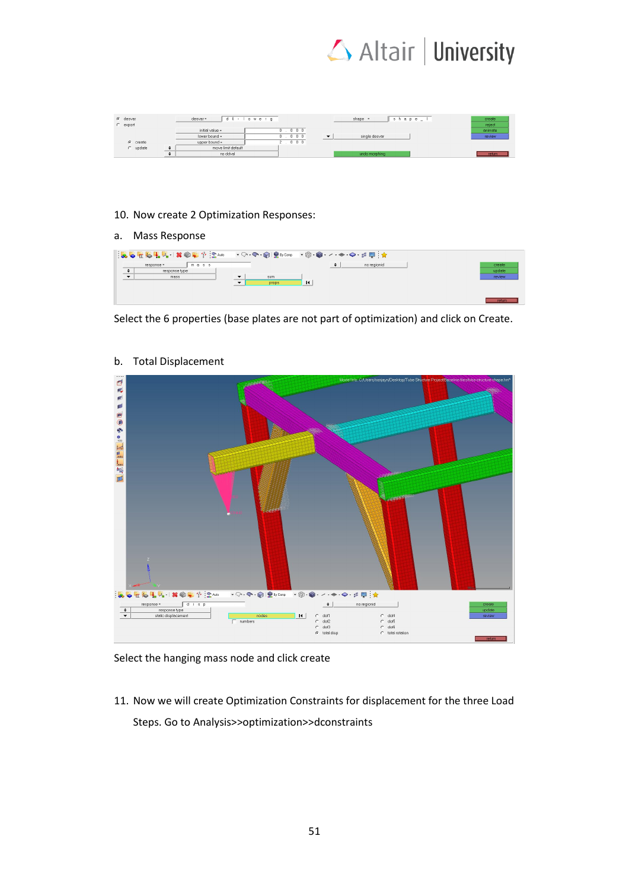10. Now create 2 Optimization Responses:

a. Mass Response

Select the 6 properties (base plates are not part of optimization) and click on Create.

b. Total Displacement

Select the hanging mass node and click create

11. Now we will create Optimization Constraints for displacement for the three Load Steps. Go to Analysis>>optimization>>dconstraints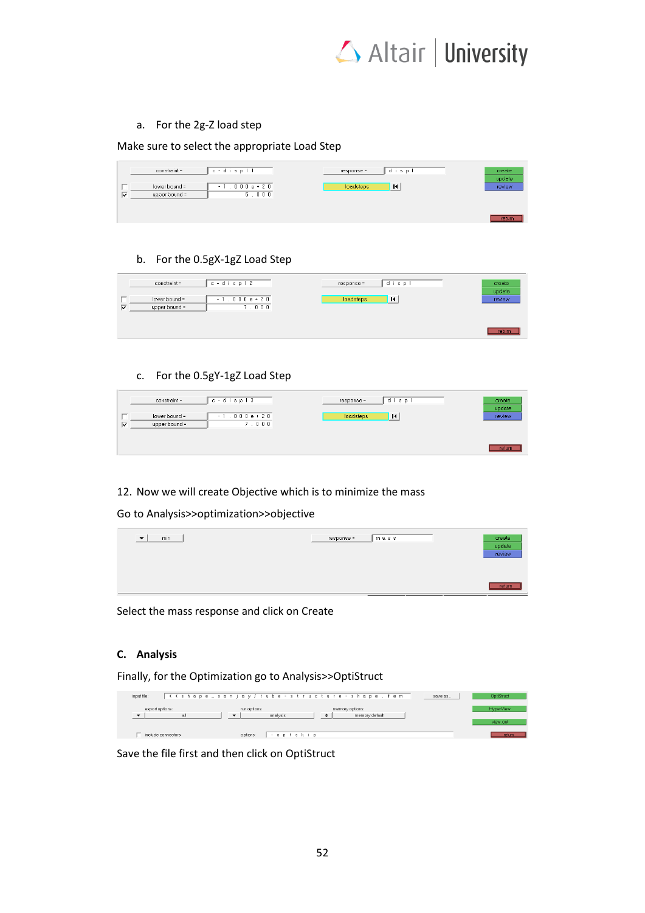a. For the 2g-Z load step

Make sure to select the appropriate Load Step

b. For the 0.5gX-1gZ Load Step

c. For the 0.5gY-1gZ Load Step

12. Now we will create Objective which is to minimize the mass

Go to Analysis>>optimization>>objective

Select the mass response and click on Create

**C. Analysis**

Finally, for the Optimization go to Analysis>>OptiStruct

Save the file first and then click on OptiStruct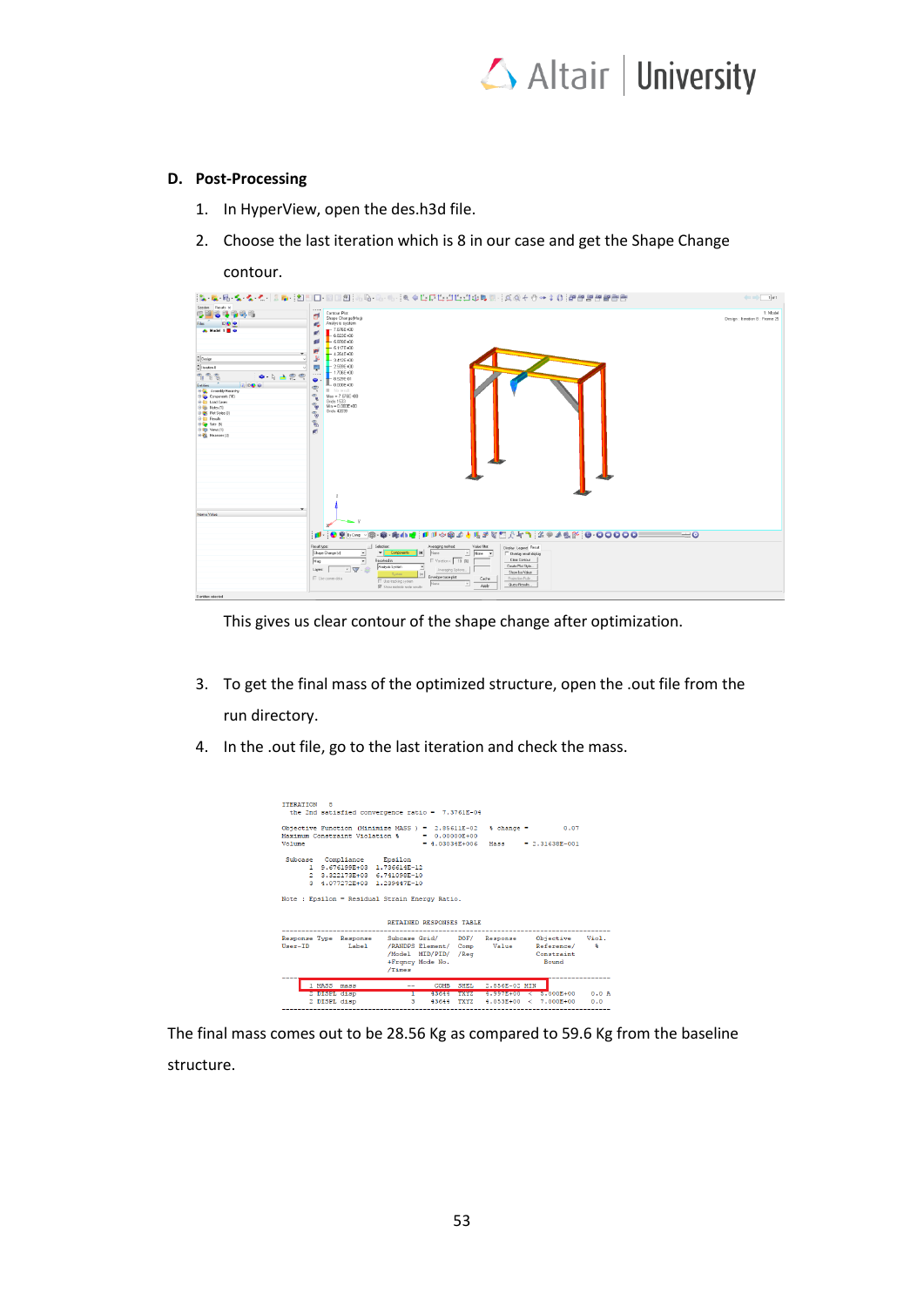### D. Post-Processing

1. In HyperView, open the des.h3d file.
2. Choose the last iteration which is 8 in our case and get the Shape Change contour.

This gives us clear contour of the shape change after optimization.

3. To get the final mass of the optimized structure, open the .out file from the run directory.
4. In the .out file, go to the last iteration and check the mass.

```
ITERATION   8
  the 2nd satisfied convergence ratio =  7.3761E-04

Objective Function (Minimize MASS ) =  2.85611E-02   % change =       0.07
Maximum Constraint Violation %      =  0.00000E+00
Volume                              =  4.03034E+006   Mass      = 2.31638E-001

 Subcase    Compliance      Epsilon
      1   5.676159E+03  1.736616E-12
      2   3.322173E+03  6.741098E-10
      3   4.077272E+03  1.239447E-10

Note : Epsilon = Residual Strain Energy Ratio.

                              RETAINED RESPONSES TABLE

Response Type   Response      Subcase Grid/    DOF/    Response      Objective     Viol.
User-ID         Label         /RANDPS Element/ Comp    Value         Reference/    %
                              /Model  MID/PID/ /Reg                  Constraint
                              +Frqncy Mode No.                       Bound
                              /Times
-----------------------------------------------------------------------------------------
      1 MASS    mass            --     COMB   SHEL    2.856E-02 MIN
      2 DISPL   disp            1     43644   TXYZ    5.997E+00  <   5.000E+00    0.0 A
      2 DISPL   disp            3     43644   TXYZ    4.053E+00  <   7.000E+00    0.0
```

The final mass comes out to be 28.56 Kg as compared to 59.6 Kg from the baseline structure.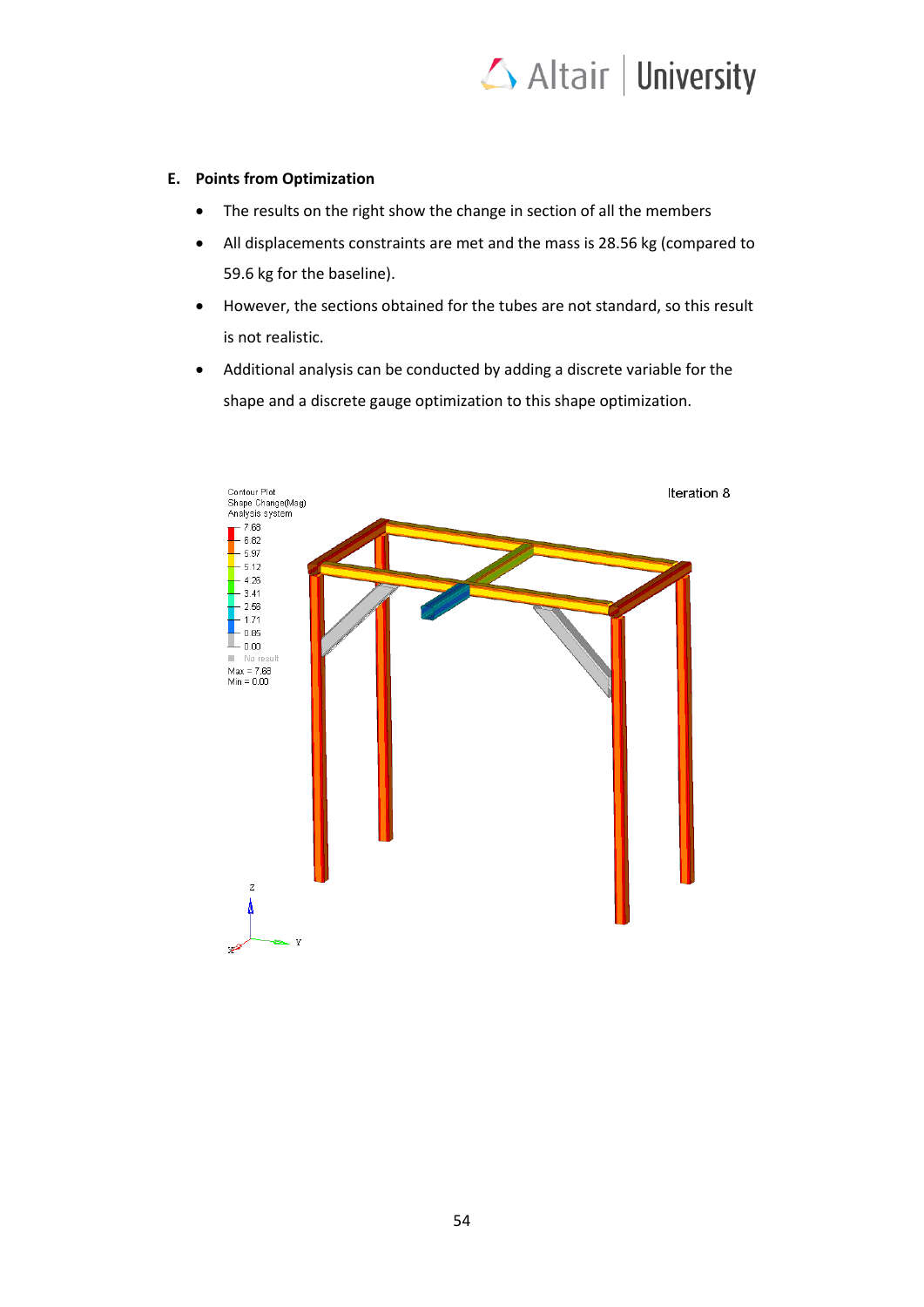### E. Points from Optimization

- The results on the right show the change in section of all the members
- All displacements constraints are met and the mass is 28.56 kg (compared to 59.6 kg for the baseline).
- However, the sections obtained for the tubes are not standard, so this result is not realistic.
- Additional analysis can be conducted by adding a discrete variable for the shape and a discrete gauge optimization to this shape optimization.

Contour Plot
Shape Change(Mag)
Analysis system
7.68
6.82
5.97
5.12
4.26
3.41
2.56
1.71
0.85
0.00
No result
Max = 7.68
Min = 0.00

Iteration 8

Z
Y
X